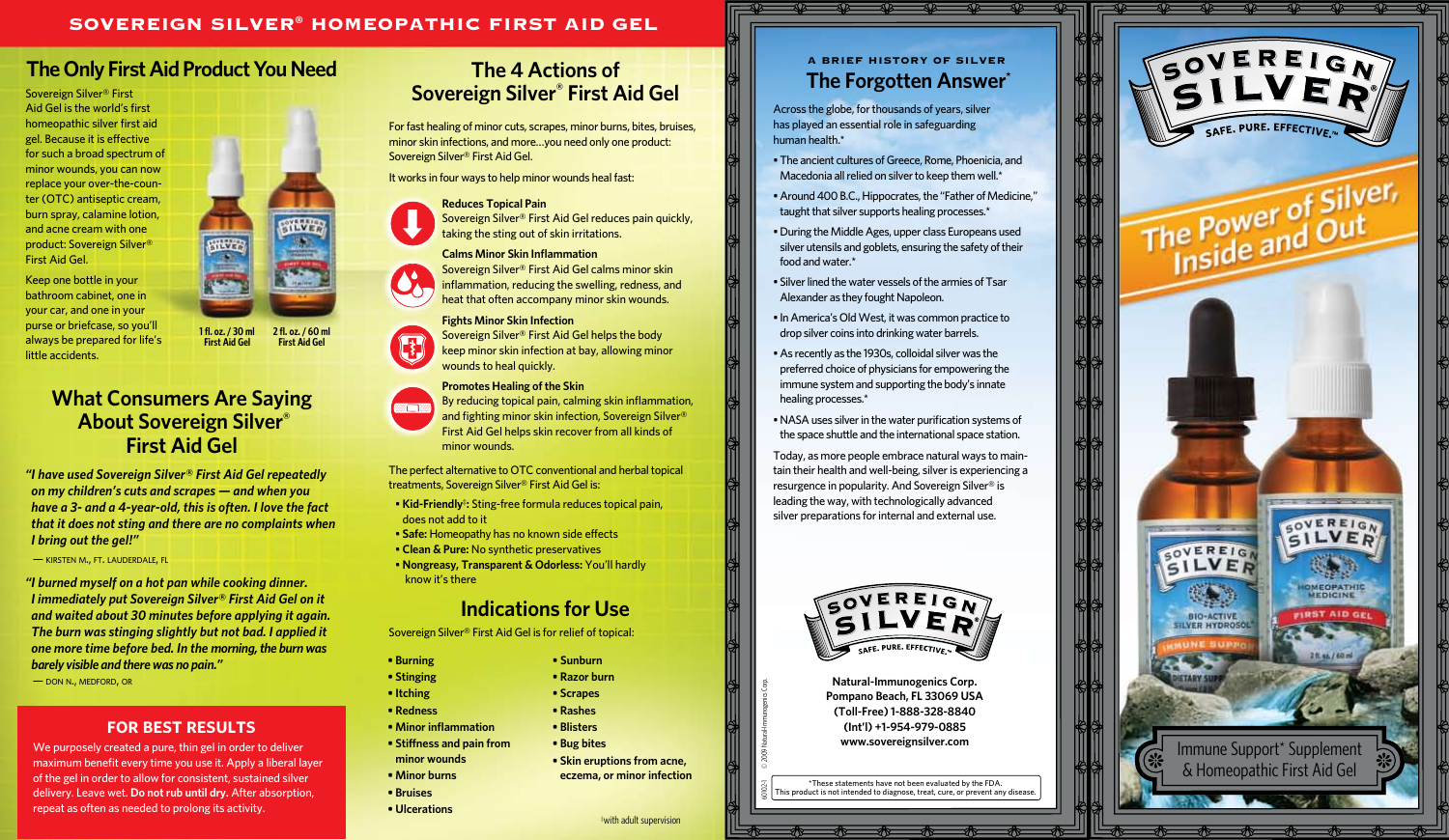# SOVEREIGN SILVER® HOMEOPATHIC FIRST AID GEL

## The Only First Aid Product You Need

Sovereign Silver® First Aid Gel is the world's first homeopathic silver first aid gel. Because it is effective for such a broad spectrum of minor wounds, you can now replace your over-the-counter (OTC) antiseptic cream, burn spray, calamine lotion, and acne cream with one product: Sovereign Silver® First Aid Gel.

Keep one bottle in your bathroom cabinet, one in your car, and one in your purse or briefcase, so you'll always be prepared for life's little accidents.

1 fl. oz. / 30 ml First Aid Gel

2 fl. oz. / 60 ml First Aid Gel

## What Consumers Are Saying About Sovereign Silver® First Aid Gel

***"I have used Sovereign Silver® First Aid Gel repeatedly on my children's cuts and scrapes — and when you have a 3- and a 4-year-old, this is often. I love the fact that it does not sting and there are no complaints when I bring out the gel!"***

— KIRSTEN M., FT. LAUDERDALE, FL

***"I burned myself on a hot pan while cooking dinner. I immediately put Sovereign Silver® First Aid Gel on it and waited about 30 minutes before applying it again. The burn was stinging slightly but not bad. I applied it one more time before bed. In the morning, the burn was barely visible and there was no pain."***

— DON N., MEDFORD, OR

### FOR BEST RESULTS

We purposely created a pure, thin gel in order to deliver maximum benefit every time you use it. Apply a liberal layer of the gel in order to allow for consistent, sustained silver delivery. Leave wet. **Do not rub until dry.** After absorption, repeat as often as needed to prolong its activity.

## The 4 Actions of Sovereign Silver® First Aid Gel

For fast healing of minor cuts, scrapes, minor burns, bites, bruises, minor skin infections, and more…you need only one product: Sovereign Silver® First Aid Gel.

It works in four ways to help minor wounds heal fast:

**Reduces Topical Pain**
Sovereign Silver® First Aid Gel reduces pain quickly, taking the sting out of skin irritations.

**Calms Minor Skin Inflammation**
Sovereign Silver® First Aid Gel calms minor skin inflammation, reducing the swelling, redness, and heat that often accompany minor skin wounds.

**Fights Minor Skin Infection**
Sovereign Silver® First Aid Gel helps the body keep minor skin infection at bay, allowing minor wounds to heal quickly.

**Promotes Healing of the Skin**
By reducing topical pain, calming skin inflammation, and fighting minor skin infection, Sovereign Silver® First Aid Gel helps skin recover from all kinds of minor wounds.

The perfect alternative to OTC conventional and herbal topical treatments, Sovereign Silver® First Aid Gel is:

- **Kid-Friendly**[†]: Sting-free formula reduces topical pain, does not add to it
- **Safe:** Homeopathy has no known side effects
- **Clean & Pure:** No synthetic preservatives
- **Nongreasy, Transparent & Odorless:** You'll hardly know it's there

## Indications for Use

Sovereign Silver® First Aid Gel is for relief of topical:

- **Burning**
- **Stinging**
- **Itching**
- **Redness**
- **Minor inflammation**
- **Stiffness and pain from minor wounds**
- **Minor burns**
- **Bruises**
- **Ulcerations**
- **Sunburn**
- **Razor burn**
- **Scrapes**
- **Rashes**
- **Blisters**
- **Bug bites**
- **Skin eruptions from acne, eczema, or minor infection**

[†]with adult supervision

### A BRIEF HISTORY OF SILVER

## The Forgotten Answer*

Across the globe, for thousands of years, silver has played an essential role in safeguarding human health.*

- The ancient cultures of Greece, Rome, Phoenicia, and Macedonia all relied on silver to keep them well.*
- Around 400 B.C., Hippocrates, the "Father of Medicine," taught that silver supports healing processes.*
- During the Middle Ages, upper class Europeans used silver utensils and goblets, ensuring the safety of their food and water.*
- Silver lined the water vessels of the armies of Tsar Alexander as they fought Napoleon.
- In America's Old West, it was common practice to drop silver coins into drinking water barrels.
- As recently as the 1930s, colloidal silver was the preferred choice of physicians for empowering the immune system and supporting the body's innate healing processes.*
- NASA uses silver in the water purification systems of the space shuttle and the international space station.

Today, as more people embrace natural ways to maintain their health and well-being, silver is experiencing a resurgence in popularity. And Sovereign Silver® is leading the way, with technologically advanced silver preparations for internal and external use.

SOVEREIGN SILVER® SAFE. PURE. EFFECTIVE.™

**Natural-Immunogenics Corp.**
**Pompano Beach, FL 33069 USA**
**(Toll-Free) 1-888-328-8840**
**(Int'l) +1-954-979-0885**
**www.sovereignsilver.com**

© 2009 Natural-Immunogenics Corp.

60022-1

*These statements have not been evaluated by the FDA. This product is not intended to diagnose, treat, cure, or prevent any disease.

SOVEREIGN SILVER® SAFE. PURE. EFFECTIVE.™

## The Power of Silver, Inside and Out

Immune Support* Supplement & Homeopathic First Aid Gel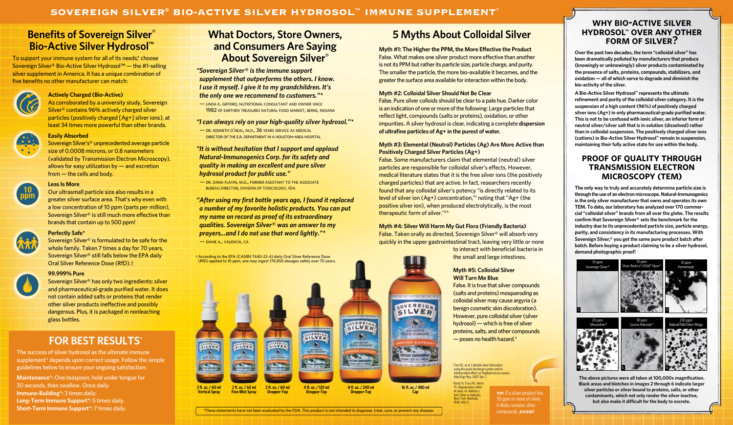# SOVEREIGN SILVER® BIO-ACTIVE SILVER HYDROSOL™ IMMUNE SUPPLEMENT*

## Benefits of Sovereign Silver® Bio-Active Silver Hydrosol™

To support your immune system for all of its needs,* choose Sovereign Silver® Bio-Active Silver Hydrosol™ — the #1-selling silver supplement in America. It has a unique combination of five benefits no other manufacturer can match:

**Actively Charged (Bio-Active)**
As corroborated by a university study, Sovereign Silver® contains 96% actively charged silver particles (positively charged [$Ag^+$] silver ions), at least 34 times more powerful than other brands.

**Easily Absorbed**
Sovereign Silver's® unprecedented average particle size of 0.0008 microns, or 0.8 nanometers (validated by Transmission Electron Microscopy), allows for easy utilization by — and excretion from — the cells and body.

**Less Is More**
Our ultrasmall particle size also results in a greater silver surface area. That's why even with a low concentration of 10 ppm (parts per million), Sovereign Silver® is still much more effective than brands that contain up to 500 ppm!

**Perfectly Safe***
Sovereign Silver® is formulated to be safe for the whole family. Taken 7 times a day for 70 years, Sovereign Silver® still falls below the EPA daily Oral Silver Reference Dose (RfD).†

**99.999% Pure**
Sovereign Silver® has only two ingredients: silver and pharmaceutical-grade purified water. It does not contain added salts or proteins that render other silver products ineffective and possibly dangerous. Plus, it is packaged in nonleaching glass bottles.

## FOR BEST RESULTS*

The success of silver hydrosol as the ultimate immune supplement* depends upon correct usage. Follow the simple guidelines below to ensure your ongoing satisfaction:

**Maintenance*:** One teaspoon, hold under tongue for 30 seconds, then swallow. Once daily.
**Immune-Building*:** 3 times daily.
**Long-Term Immune Support*:** 5 times daily.
**Short-Term Immune Support*:** 7 times daily.

## What Doctors, Store Owners, and Consumers Are Saying About Sovereign Silver®

*"Sovereign Silver® is the immune support supplement that outperforms the others. I know. I use it myself. I give it to my grandchildren. It's the only one we recommend to customers."**
— LINDA K. GIFFORD, NUTRITIONAL CONSULTANT AND OWNER SINCE 1982 OF EARTHEN TREASURES NATURAL FOOD MARKET, BERNE, INDIANA

*"I can always rely on your high-quality silver hydrosol."**
— DR. KENNETH O'NEAL, M.D., 36 YEARS SERVICE AS MEDICAL DIRECTOR OF THE E.R. DEPARTMENT IN A HOUSTON-AREA HOSPITAL

*"It is without hesitation that I support and applaud Natural-Immunogenics Corp. for its safety and quality in making an excellent and pure silver hydrosol product for public use."*
— DR. DANA FLAVIN, M.D., FORMER ASSISTANT TO THE ASSOCIATE BUREAU DIRECTOR, DIVISION OF TOXICOLOGY, FDA

*"After using my first bottle years ago, I found it replaced a number of my favorite holistic products. You can put my name on record as proof of its extraordinary qualities. Sovereign Silver® was an answer to my prayers...and I do not use that word lightly."**
— DIANE A., VALENCIA, CA

† According to the EPA (CASRN 7440-22-4) daily Oral Silver Reference Dose (RfD) applied to 10 ppm, one may ingest 178,850 dosages safely over 70 years.

2 fl. oz. / 60 ml Vertical Spray
2 fl. oz. / 60 ml Fine-Mist Spray
2 fl. oz. / 60 ml Dropper-Top
4 fl. oz. / 120 ml Dropper-Top
8 fl. oz. / 240 ml Dropper-Top
16 fl. oz. / 480 ml Cap

## 5 Myths About Colloidal Silver

**Myth #1: The Higher the PPM, the More Effective the Product**
False. What makes one silver product more effective than another is not its PPM but rather its particle size, particle charge, and purity. The smaller the particle, the more bio-available it becomes, and the greater the surface area available for interaction within the body.

**Myth #2: Colloidal Silver Should Not Be Clear**
False. Pure silver colloids should be clear to a pale hue. Darker color is an indication of one or more of the following: Large particles that reflect light, compounds (salts or proteins), oxidation, or other impurities. A silver hydrosol is clear, indicating a complete **dispersion of ultrafine particles of $Ag^+$ in the purest of water.**

**Myth #3: Elemental (Neutral) Particles (Ag) Are More Active than Positively Charged Silver Particles ($Ag^+$)**
False. Some manufacturers claim that elemental (neutral) silver particles are responsible for colloidal silver's effects. However, medical literature states that it is the free silver ions (the positively charged particles) that are active. In fact, researchers recently found that any colloidal silver's potency "is directly related to its level of silver ion ($Ag^+$) concentration,"[1] noting that "$Ag^+$ (the positive silver ion), when produced electrolytically, is the most therapeutic form of silver."[2]*

**Myth #4: Silver Will Harm My Gut Flora (Friendly Bacteria)**
False. Taken orally as directed, Sovereign Silver® will absorb very quickly in the upper gastrointestinal tract, leaving very little or none to interact with beneficial bacteria in the small and large intestines.

**Myth #5: Colloidal Silver Will Turn Me Blue**
False. It is true that silver compounds (salts and proteins) *masquerading* as colloidal silver may cause argyria (a benign cosmetic skin discoloration). However, pure colloidal silver (silver hydrosol) — which is free of silver proteins, salts, and other compounds — poses no health hazard.*

[1]Tien DC, et al. Colloidal silver fabrication using the spark discharge system and its antimicrobial effect on Staphylococcus aureus. *Med Eng Phys.* 2007 Dec 7.

[2]Goetz A, Tracy RL, Harris FS. Oligodynamic effect of silver. In: Addicks L (ed.) Silver in Industry. New York: Reinhold, 1940, 402-3.

**TIP:** If a silver product has 30 ppm or more of silver, it likely contains silver compounds. **AVOID!**

*These statements have not been evaluated by the FDA. This product is not intended to diagnose, treat, cure, or prevent any disease.

## WHY BIO-ACTIVE SILVER HYDROSOL™ OVER ANY OTHER FORM OF SILVER?

**Over the past two decades, the term "colloidal silver" has been dramatically polluted by manufacturers that produce (knowingly or unknowingly) silver products contaminated by the presence of salts, proteins, compounds, stabilizers, and oxidation — all of which serve to degrade and diminish the bio-activity of the silver.**

**A Bio-Active Silver Hydrosol™ represents the ultimate refinement and purity of the colloidal silver category. It is the suspension of a high content (96%) of positively charged silver ions ($Ag^+$) in only pharmaceutical-grade purified water. This is not to be confused with ionic silver, an inferior form of neutral silver/silver salt that is in solution (dissolved) rather than in colloidal suspension. The positively charged silver ions (cations) in Bio-Active Silver Hydrosol™ remain in suspension, maintaining their fully active state for use within the body.**

## PROOF OF QUALITY THROUGH TRANSMISSION ELECTRON MICROSCOPY (TEM)

**The only way to truly and accurately determine particle size is through the use of an electron microscope. Natural-Immunogenics is the only silver manufacturer that owns and operates its own TEM. To date, our laboratory has analyzed over 170 commercial "colloidal silver" brands from all over the globe. The results confirm that Sovereign Silver® sets the benchmark for the industry due to its unprecedented particle size, particle energy, purity, and consistency in its manufacturing processes. With Sovereign Silver,® you get the same pure product batch after batch. Before buying a product claiming to be a silver hydrosol, demand photographic proof!**

1 — 10 ppm Sovereign Silver®
2 — 10 ppm Silver Biotics®/ASAP Silver®
3 — 10 ppm Homemade
4 — 20 ppm Mesosilver®
5 — 30 ppm Source Naturals®
6 — 250 ppm Natural Path/Silver Wings

**The above pictures were all taken at 100,000x magnification. Black areas and blotches in images 2 through 6 indicate larger silver particles or silver bound to proteins, salts, or other contaminants, which not only render the silver inactive, but also make it difficult for the body to excrete.**